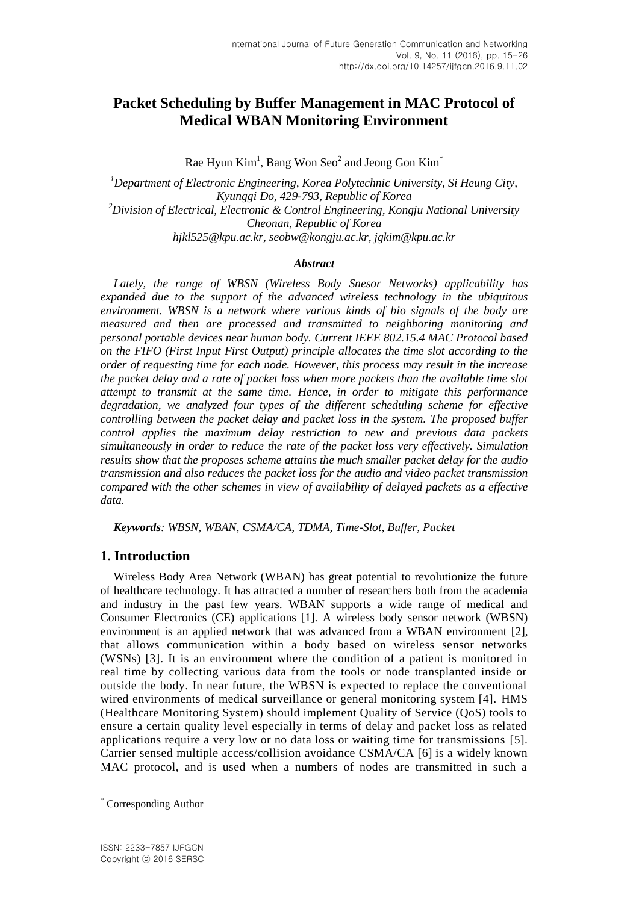# Packet Scheduling by Buffer Management in MAC Protocol of Medical WBAN Monitoring Environment

Rae Hyun Kim[1], Bang Won Seo[2] and Jeong Gon Kim[*]

[1]*Department of Electronic Engineering, Korea Polytechnic University, Si Heung City, Kyunggi Do, 429-793, Republic of Korea*
[2]*Division of Electrical, Electronic & Control Engineering, Kongju National University Cheonan, Republic of Korea*
*hjkl525@kpu.ac.kr, seobw@kongju.ac.kr, jgkim@kpu.ac.kr*

### *Abstract*

*Lately, the range of WBSN (Wireless Body Snesor Networks) applicability has expanded due to the support of the advanced wireless technology in the ubiquitous environment. WBSN is a network where various kinds of bio signals of the body are measured and then are processed and transmitted to neighboring monitoring and personal portable devices near human body. Current IEEE 802.15.4 MAC Protocol based on the FIFO (First Input First Output) principle allocates the time slot according to the order of requesting time for each node. However, this process may result in the increase the packet delay and a rate of packet loss when more packets than the available time slot attempt to transmit at the same time. Hence, in order to mitigate this performance degradation, we analyzed four types of the different scheduling scheme for effective controlling between the packet delay and packet loss in the system. The proposed buffer control applies the maximum delay restriction to new and previous data packets simultaneously in order to reduce the rate of the packet loss very effectively. Simulation results show that the proposes scheme attains the much smaller packet delay for the audio transmission and also reduces the packet loss for the audio and video packet transmission compared with the other schemes in view of availability of delayed packets as a effective data.*

***Keywords****: WBSN, WBAN, CSMA/CA, TDMA, Time-Slot, Buffer, Packet*

## 1. Introduction

Wireless Body Area Network (WBAN) has great potential to revolutionize the future of healthcare technology. It has attracted a number of researchers both from the academia and industry in the past few years. WBAN supports a wide range of medical and Consumer Electronics (CE) applications [1]. A wireless body sensor network (WBSN) environment is an applied network that was advanced from a WBAN environment [2], that allows communication within a body based on wireless sensor networks (WSNs) [3]. It is an environment where the condition of a patient is monitored in real time by collecting various data from the tools or node transplanted inside or outside the body. In near future, the WBSN is expected to replace the conventional wired environments of medical surveillance or general monitoring system [4]. HMS (Healthcare Monitoring System) should implement Quality of Service (QoS) tools to ensure a certain quality level especially in terms of delay and packet loss as related applications require a very low or no data loss or waiting time for transmissions [5]. Carrier sensed multiple access/collision avoidance CSMA/CA [6] is a widely known MAC protocol, and is used when a numbers of nodes are transmitted in such a

[*] Corresponding Author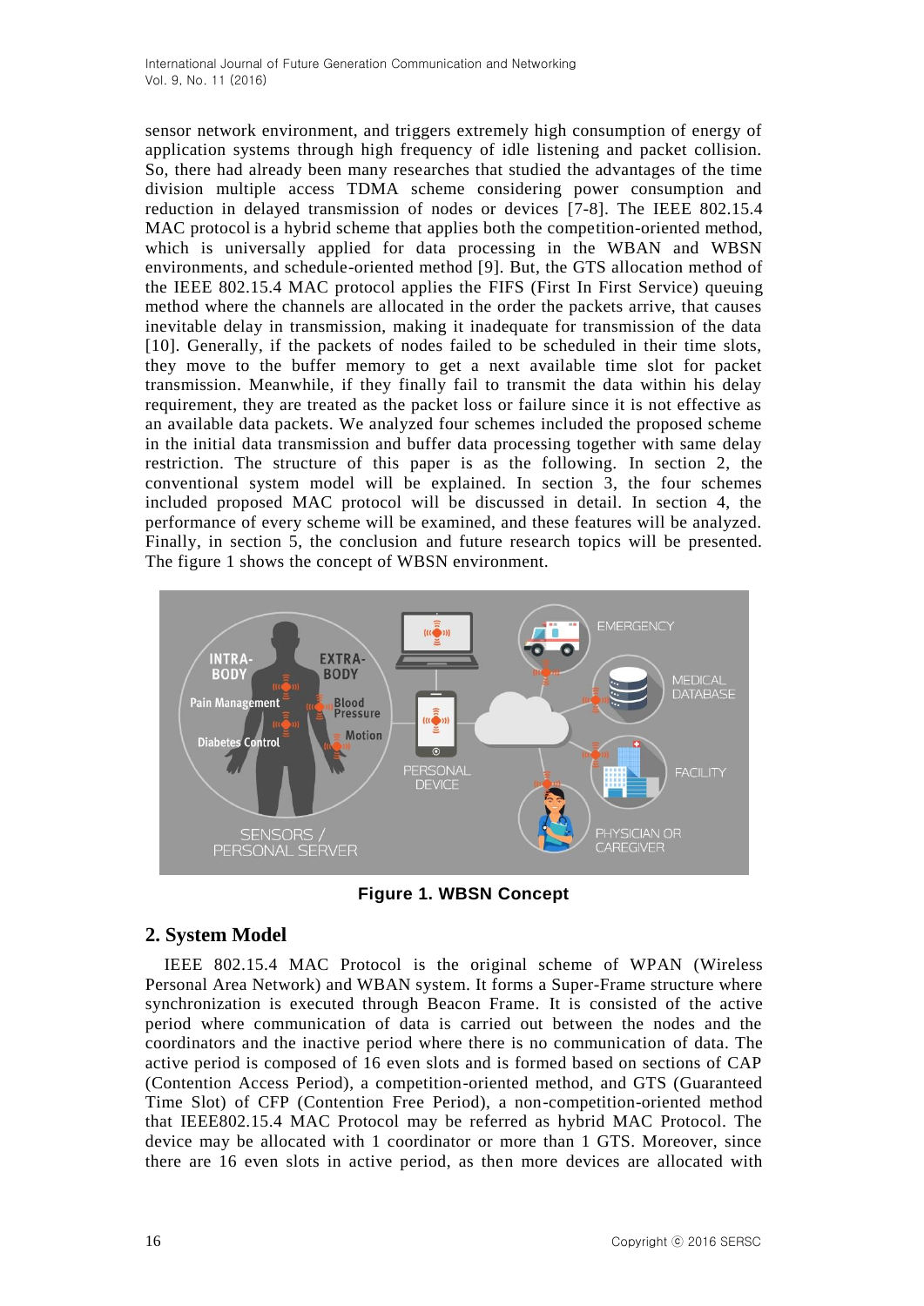sensor network environment, and triggers extremely high consumption of energy of application systems through high frequency of idle listening and packet collision. So, there had already been many researches that studied the advantages of the time division multiple access TDMA scheme considering power consumption and reduction in delayed transmission of nodes or devices [7-8]. The IEEE 802.15.4 MAC protocol is a hybrid scheme that applies both the competition-oriented method, which is universally applied for data processing in the WBAN and WBSN environments, and schedule-oriented method [9]. But, the GTS allocation method of the IEEE 802.15.4 MAC protocol applies the FIFS (First In First Service) queuing method where the channels are allocated in the order the packets arrive, that causes inevitable delay in transmission, making it inadequate for transmission of the data [10]. Generally, if the packets of nodes failed to be scheduled in their time slots, they move to the buffer memory to get a next available time slot for packet transmission. Meanwhile, if they finally fail to transmit the data within his delay requirement, they are treated as the packet loss or failure since it is not effective as an available data packets. We analyzed four schemes included the proposed scheme in the initial data transmission and buffer data processing together with same delay restriction. The structure of this paper is as the following. In section 2, the conventional system model will be explained. In section 3, the four schemes included proposed MAC protocol will be discussed in detail. In section 4, the performance of every scheme will be examined, and these features will be analyzed. Finally, in section 5, the conclusion and future research topics will be presented. The figure 1 shows the concept of WBSN environment.

**Figure 1. WBSN Concept**

## 2. System Model

IEEE 802.15.4 MAC Protocol is the original scheme of WPAN (Wireless Personal Area Network) and WBAN system. It forms a Super-Frame structure where synchronization is executed through Beacon Frame. It is consisted of the active period where communication of data is carried out between the nodes and the coordinators and the inactive period where there is no communication of data. The active period is composed of 16 even slots and is formed based on sections of CAP (Contention Access Period), a competition-oriented method, and GTS (Guaranteed Time Slot) of CFP (Contention Free Period), a non-competition-oriented method that IEEE802.15.4 MAC Protocol may be referred as hybrid MAC Protocol. The device may be allocated with 1 coordinator or more than 1 GTS. Moreover, since there are 16 even slots in active period, as then more devices are allocated with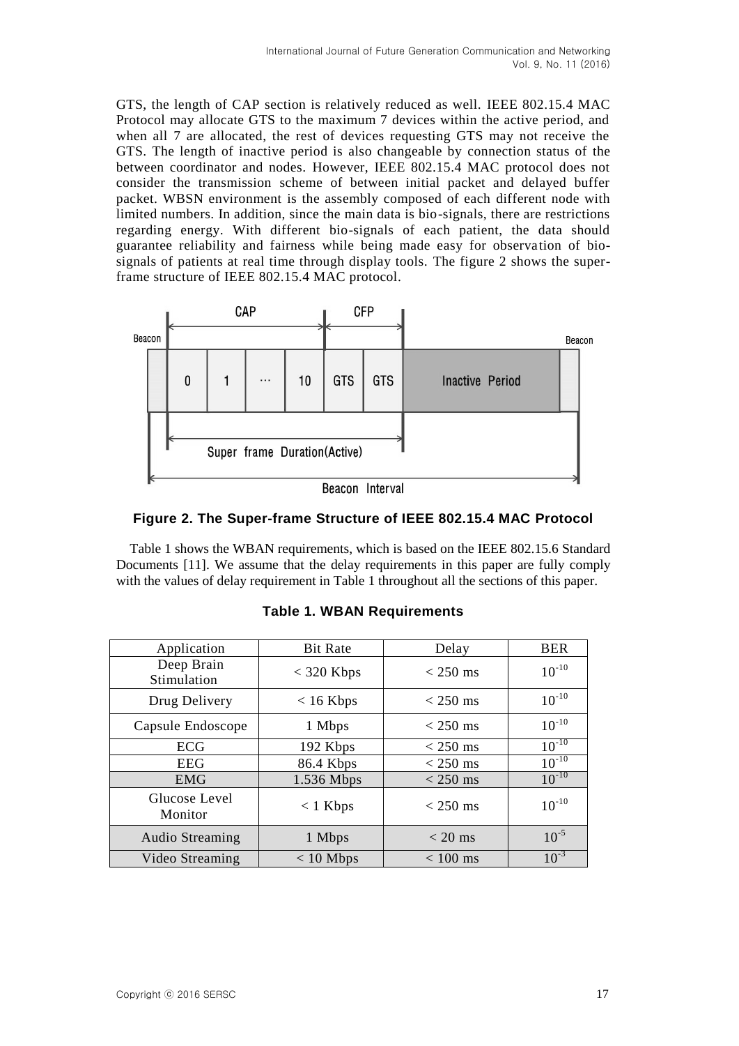GTS, the length of CAP section is relatively reduced as well. IEEE 802.15.4 MAC Protocol may allocate GTS to the maximum 7 devices within the active period, and when all 7 are allocated, the rest of devices requesting GTS may not receive the GTS. The length of inactive period is also changeable by connection status of the between coordinator and nodes. However, IEEE 802.15.4 MAC protocol does not consider the transmission scheme of between initial packet and delayed buffer packet. WBSN environment is the assembly composed of each different node with limited numbers. In addition, since the main data is bio-signals, there are restrictions regarding energy. With different bio-signals of each patient, the data should guarantee reliability and fairness while being made easy for observation of bio-signals of patients at real time through display tools. The figure 2 shows the super-frame structure of IEEE 802.15.4 MAC protocol.

**Figure 2. The Super-frame Structure of IEEE 802.15.4 MAC Protocol**

Table 1 shows the WBAN requirements, which is based on the IEEE 802.15.6 Standard Documents [11]. We assume that the delay requirements in this paper are fully comply with the values of delay requirement in Table 1 throughout all the sections of this paper.

**Table 1. WBAN Requirements**

| Application | Bit Rate | Delay | BER |
|---|---|---|---|
| Deep Brain Stimulation | < 320 Kbps | < 250 ms | $10^{-10}$ |
| Drug Delivery | < 16 Kbps | < 250 ms | $10^{-10}$ |
| Capsule Endoscope | 1 Mbps | < 250 ms | $10^{-10}$ |
| ECG | 192 Kbps | < 250 ms | $10^{-10}$ |
| EEG | 86.4 Kbps | < 250 ms | $10^{-10}$ |
| EMG | 1.536 Mbps | < 250 ms | $10^{-10}$ |
| Glucose Level Monitor | < 1 Kbps | < 250 ms | $10^{-10}$ |
| Audio Streaming | 1 Mbps | < 20 ms | $10^{-5}$ |
| Video Streaming | < 10 Mbps | < 100 ms | $10^{-3}$ |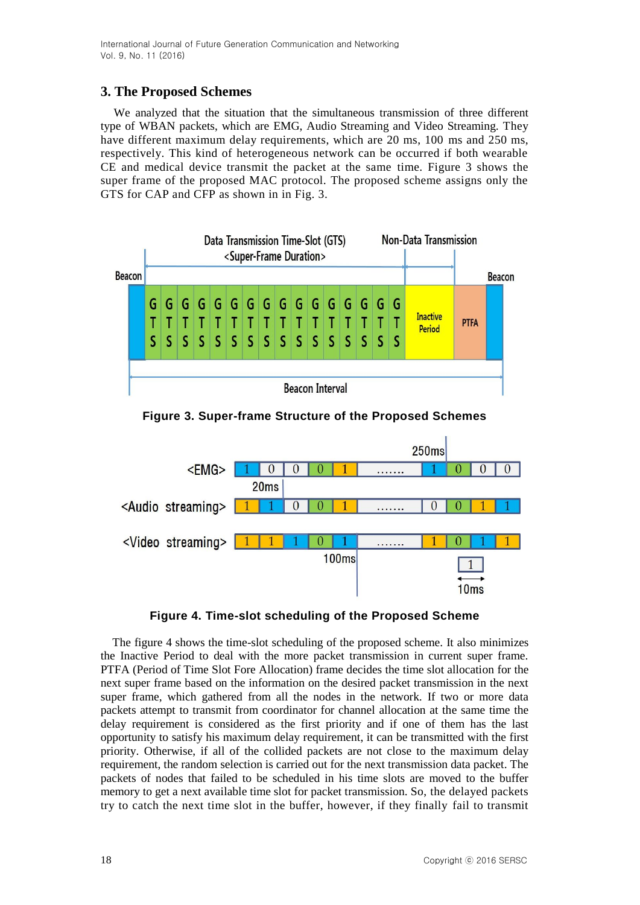## 3. The Proposed Schemes

We analyzed that the situation that the simultaneous transmission of three different type of WBAN packets, which are EMG, Audio Streaming and Video Streaming. They have different maximum delay requirements, which are 20 ms, 100 ms and 250 ms, respectively. This kind of heterogeneous network can be occurred if both wearable CE and medical device transmit the packet at the same time. Figure 3 shows the super frame of the proposed MAC protocol. The proposed scheme assigns only the GTS for CAP and CFP as shown in in Fig. 3.

**Figure 3. Super-frame Structure of the Proposed Schemes**

**Figure 4. Time-slot scheduling of the Proposed Scheme**

The figure 4 shows the time-slot scheduling of the proposed scheme. It also minimizes the Inactive Period to deal with the more packet transmission in current super frame. PTFA (Period of Time Slot Fore Allocation) frame decides the time slot allocation for the next super frame based on the information on the desired packet transmission in the next super frame, which gathered from all the nodes in the network. If two or more data packets attempt to transmit from coordinator for channel allocation at the same time the delay requirement is considered as the first priority and if one of them has the last opportunity to satisfy his maximum delay requirement, it can be transmitted with the first priority. Otherwise, if all of the collided packets are not close to the maximum delay requirement, the random selection is carried out for the next transmission data packet. The packets of nodes that failed to be scheduled in his time slots are moved to the buffer memory to get a next available time slot for packet transmission. So, the delayed packets try to catch the next time slot in the buffer, however, if they finally fail to transmit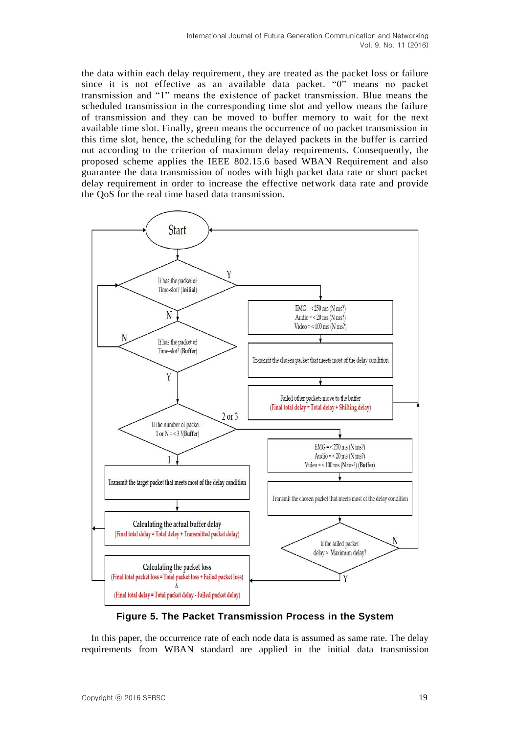the data within each delay requirement, they are treated as the packet loss or failure since it is not effective as an available data packet. "0" means no packet transmission and "1" means the existence of packet transmission. Blue means the scheduled transmission in the corresponding time slot and yellow means the failure of transmission and they can be moved to buffer memory to wait for the next available time slot. Finally, green means the occurrence of no packet transmission in this time slot, hence, the scheduling for the delayed packets in the buffer is carried out according to the criterion of maximum delay requirements. Consequently, the proposed scheme applies the IEEE 802.15.6 based WBAN Requirement and also guarantee the data transmission of nodes with high packet data rate or short packet delay requirement in order to increase the effective network data rate and provide the QoS for the real time based data transmission.

**Figure 5. The Packet Transmission Process in the System**

In this paper, the occurrence rate of each node data is assumed as same rate. The delay requirements from WBAN standard are applied in the initial data transmission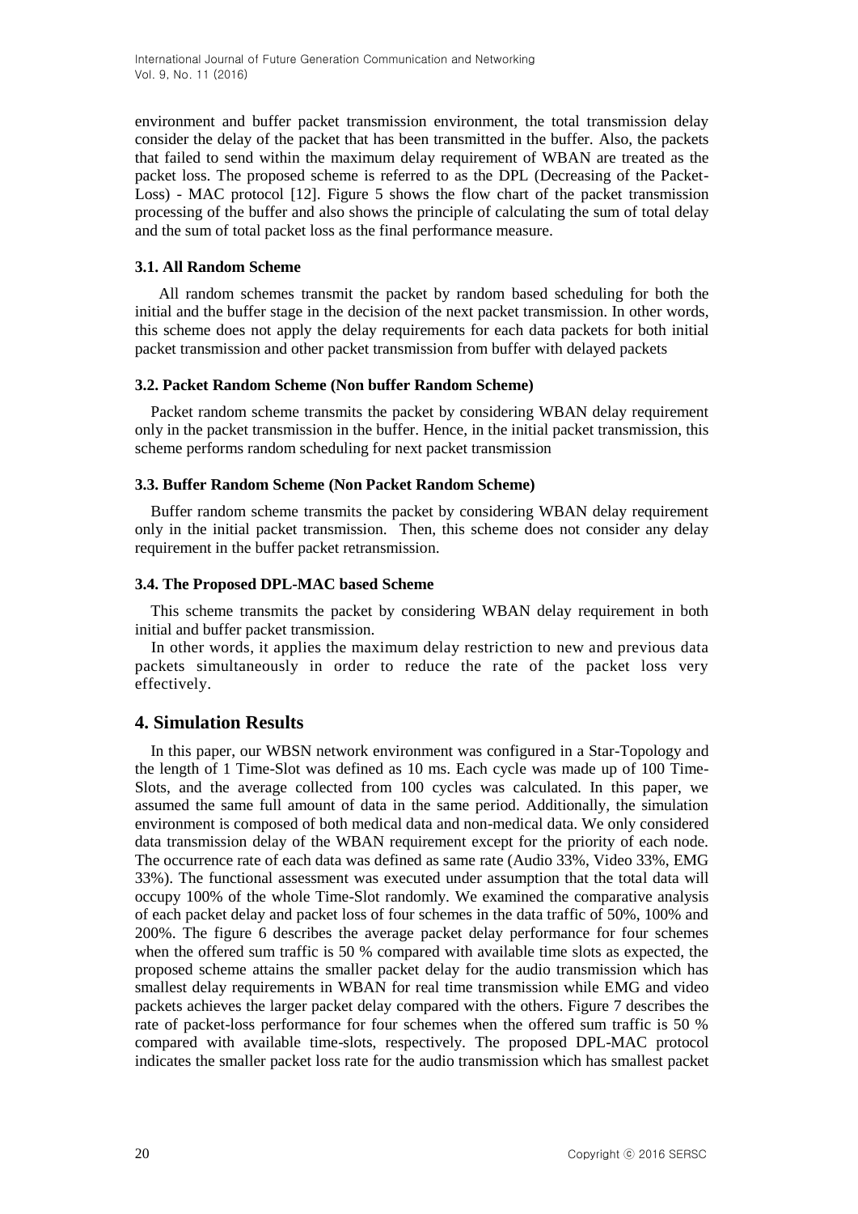environment and buffer packet transmission environment, the total transmission delay consider the delay of the packet that has been transmitted in the buffer. Also, the packets that failed to send within the maximum delay requirement of WBAN are treated as the packet loss. The proposed scheme is referred to as the DPL (Decreasing of the Packet-Loss) - MAC protocol [12]. Figure 5 shows the flow chart of the packet transmission processing of the buffer and also shows the principle of calculating the sum of total delay and the sum of total packet loss as the final performance measure.

### 3.1. All Random Scheme

All random schemes transmit the packet by random based scheduling for both the initial and the buffer stage in the decision of the next packet transmission. In other words, this scheme does not apply the delay requirements for each data packets for both initial packet transmission and other packet transmission from buffer with delayed packets

### 3.2. Packet Random Scheme (Non buffer Random Scheme)

Packet random scheme transmits the packet by considering WBAN delay requirement only in the packet transmission in the buffer. Hence, in the initial packet transmission, this scheme performs random scheduling for next packet transmission

### 3.3. Buffer Random Scheme (Non Packet Random Scheme)

Buffer random scheme transmits the packet by considering WBAN delay requirement only in the initial packet transmission. Then, this scheme does not consider any delay requirement in the buffer packet retransmission.

### 3.4. The Proposed DPL-MAC based Scheme

This scheme transmits the packet by considering WBAN delay requirement in both initial and buffer packet transmission.

In other words, it applies the maximum delay restriction to new and previous data packets simultaneously in order to reduce the rate of the packet loss very effectively.

## 4. Simulation Results

In this paper, our WBSN network environment was configured in a Star-Topology and the length of 1 Time-Slot was defined as 10 ms. Each cycle was made up of 100 Time-Slots, and the average collected from 100 cycles was calculated. In this paper, we assumed the same full amount of data in the same period. Additionally, the simulation environment is composed of both medical data and non-medical data. We only considered data transmission delay of the WBAN requirement except for the priority of each node. The occurrence rate of each data was defined as same rate (Audio 33%, Video 33%, EMG 33%). The functional assessment was executed under assumption that the total data will occupy 100% of the whole Time-Slot randomly. We examined the comparative analysis of each packet delay and packet loss of four schemes in the data traffic of 50%, 100% and 200%. The figure 6 describes the average packet delay performance for four schemes when the offered sum traffic is 50 % compared with available time slots as expected, the proposed scheme attains the smaller packet delay for the audio transmission which has smallest delay requirements in WBAN for real time transmission while EMG and video packets achieves the larger packet delay compared with the others. Figure 7 describes the rate of packet-loss performance for four schemes when the offered sum traffic is 50 % compared with available time-slots, respectively. The proposed DPL-MAC protocol indicates the smaller packet loss rate for the audio transmission which has smallest packet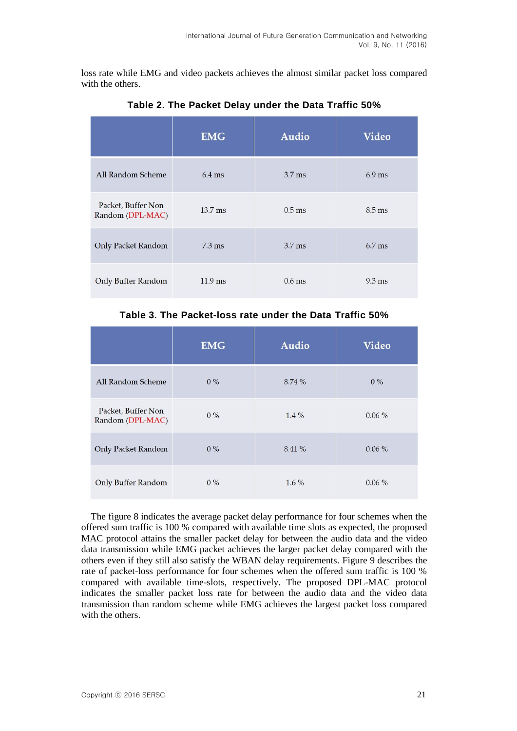loss rate while EMG and video packets achieves the almost similar packet loss compared with the others.

**Table 2. The Packet Delay under the Data Traffic 50%**

| | EMG | Audio | Video |
|---|---|---|---|
| All Random Scheme | 6.4 ms | 3.7 ms | 6.9 ms |
| Packet, Buffer Non Random (DPL-MAC) | 13.7 ms | 0.5 ms | 8.5 ms |
| Only Packet Random | 7.3 ms | 3.7 ms | 6.7 ms |
| Only Buffer Random | 11.9 ms | 0.6 ms | 9.3 ms |

**Table 3. The Packet-loss rate under the Data Traffic 50%**

| | EMG | Audio | Video |
|---|---|---|---|
| All Random Scheme | 0 % | 8.74 % | 0 % |
| Packet, Buffer Non Random (DPL-MAC) | 0 % | 1.4 % | 0.06 % |
| Only Packet Random | 0 % | 8.41 % | 0.06 % |
| Only Buffer Random | 0 % | 1.6 % | 0.06 % |

The figure 8 indicates the average packet delay performance for four schemes when the offered sum traffic is 100 % compared with available time slots as expected, the proposed MAC protocol attains the smaller packet delay for between the audio data and the video data transmission while EMG packet achieves the larger packet delay compared with the others even if they still also satisfy the WBAN delay requirements. Figure 9 describes the rate of packet-loss performance for four schemes when the offered sum traffic is 100 % compared with available time-slots, respectively. The proposed DPL-MAC protocol indicates the smaller packet loss rate for between the audio data and the video data transmission than random scheme while EMG achieves the largest packet loss compared with the others.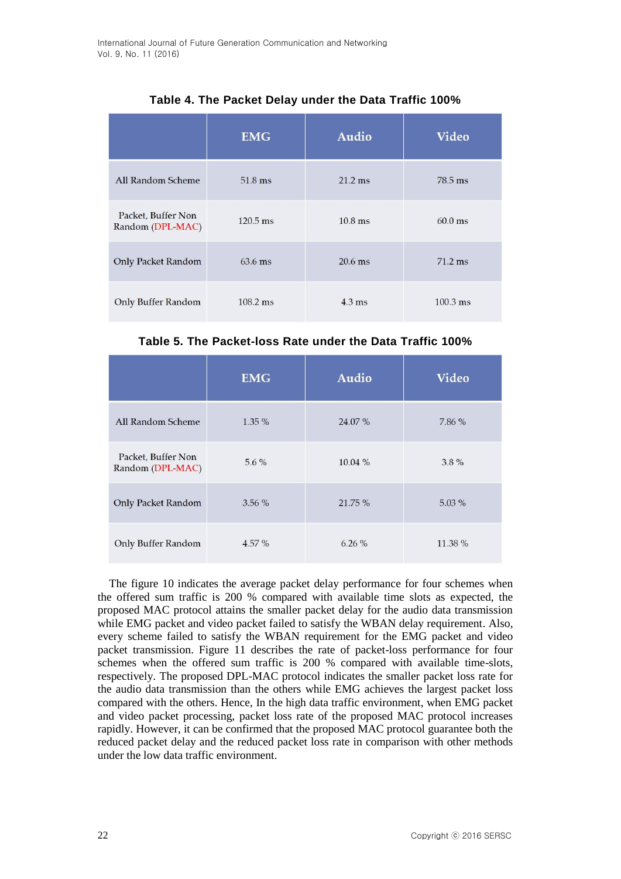**Table 4. The Packet Delay under the Data Traffic 100%**

| | EMG | Audio | Video |
|---|---|---|---|
| All Random Scheme | 51.8 ms | 21.2 ms | 78.5 ms |
| Packet, Buffer Non Random (DPL-MAC) | 120.5 ms | 10.8 ms | 60.0 ms |
| Only Packet Random | 63.6 ms | 20.6 ms | 71.2 ms |
| Only Buffer Random | 108.2 ms | 4.3 ms | 100.3 ms |

**Table 5. The Packet-loss Rate under the Data Traffic 100%**

| | EMG | Audio | Video |
|---|---|---|---|
| All Random Scheme | 1.35 % | 24.07 % | 7.86 % |
| Packet, Buffer Non Random (DPL-MAC) | 5.6 % | 10.04 % | 3.8 % |
| Only Packet Random | 3.56 % | 21.75 % | 5.03 % |
| Only Buffer Random | 4.57 % | 6.26 % | 11.38 % |

The figure 10 indicates the average packet delay performance for four schemes when the offered sum traffic is 200 % compared with available time slots as expected, the proposed MAC protocol attains the smaller packet delay for the audio data transmission while EMG packet and video packet failed to satisfy the WBAN delay requirement. Also, every scheme failed to satisfy the WBAN requirement for the EMG packet and video packet transmission. Figure 11 describes the rate of packet-loss performance for four schemes when the offered sum traffic is 200 % compared with available time-slots, respectively. The proposed DPL-MAC protocol indicates the smaller packet loss rate for the audio data transmission than the others while EMG achieves the largest packet loss compared with the others. Hence, In the high data traffic environment, when EMG packet and video packet processing, packet loss rate of the proposed MAC protocol increases rapidly. However, it can be confirmed that the proposed MAC protocol guarantee both the reduced packet delay and the reduced packet loss rate in comparison with other methods under the low data traffic environment.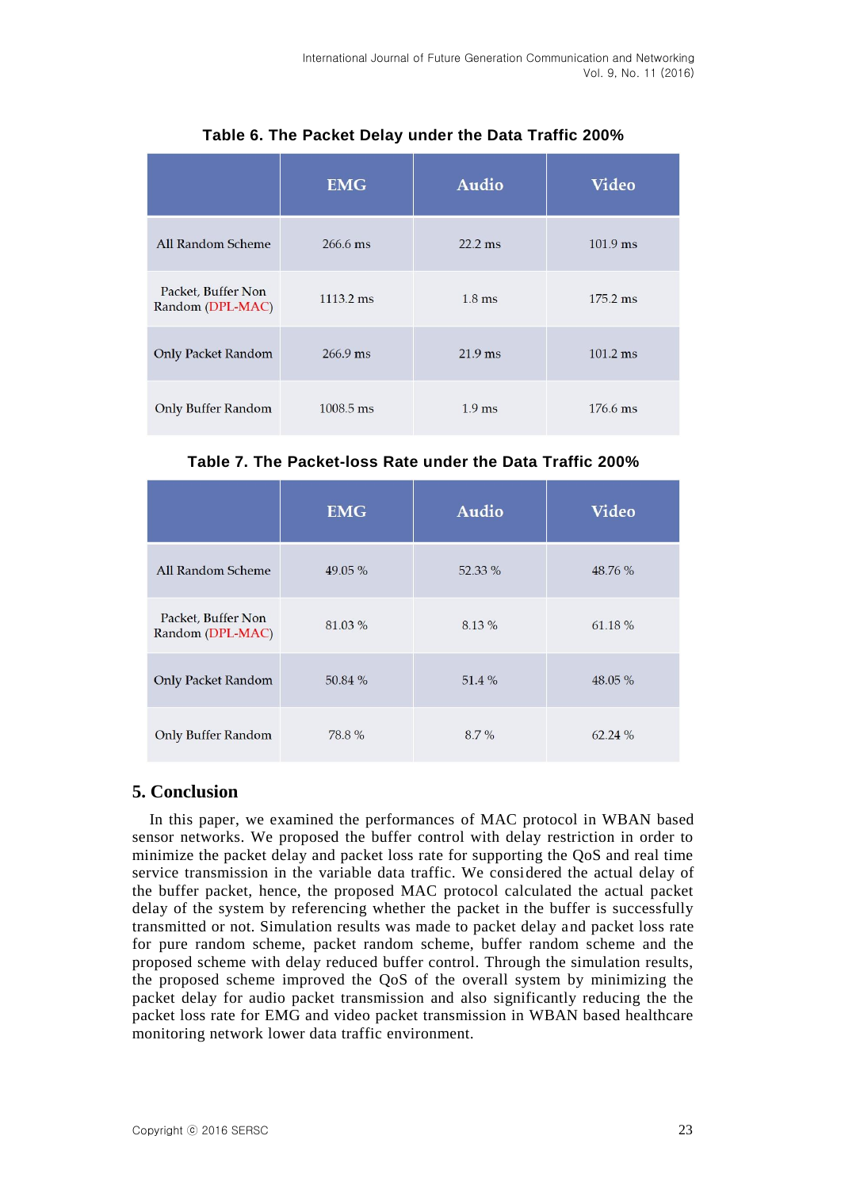**Table 6. The Packet Delay under the Data Traffic 200%**

| | EMG | Audio | Video |
|---|---|---|---|
| All Random Scheme | 266.6 ms | 22.2 ms | 101.9 ms |
| Packet, Buffer Non Random (DPL-MAC) | 1113.2 ms | 1.8 ms | 175.2 ms |
| Only Packet Random | 266.9 ms | 21.9 ms | 101.2 ms |
| Only Buffer Random | 1008.5 ms | 1.9 ms | 176.6 ms |

**Table 7. The Packet-loss Rate under the Data Traffic 200%**

| | EMG | Audio | Video |
|---|---|---|---|
| All Random Scheme | 49.05 % | 52.33 % | 48.76 % |
| Packet, Buffer Non Random (DPL-MAC) | 81.03 % | 8.13 % | 61.18 % |
| Only Packet Random | 50.84 % | 51.4 % | 48.05 % |
| Only Buffer Random | 78.8 % | 8.7 % | 62.24 % |

## 5. Conclusion

In this paper, we examined the performances of MAC protocol in WBAN based sensor networks. We proposed the buffer control with delay restriction in order to minimize the packet delay and packet loss rate for supporting the QoS and real time service transmission in the variable data traffic. We considered the actual delay of the buffer packet, hence, the proposed MAC protocol calculated the actual packet delay of the system by referencing whether the packet in the buffer is successfully transmitted or not. Simulation results was made to packet delay and packet loss rate for pure random scheme, packet random scheme, buffer random scheme and the proposed scheme with delay reduced buffer control. Through the simulation results, the proposed scheme improved the QoS of the overall system by minimizing the packet delay for audio packet transmission and also significantly reducing the the packet loss rate for EMG and video packet transmission in WBAN based healthcare monitoring network lower data traffic environment.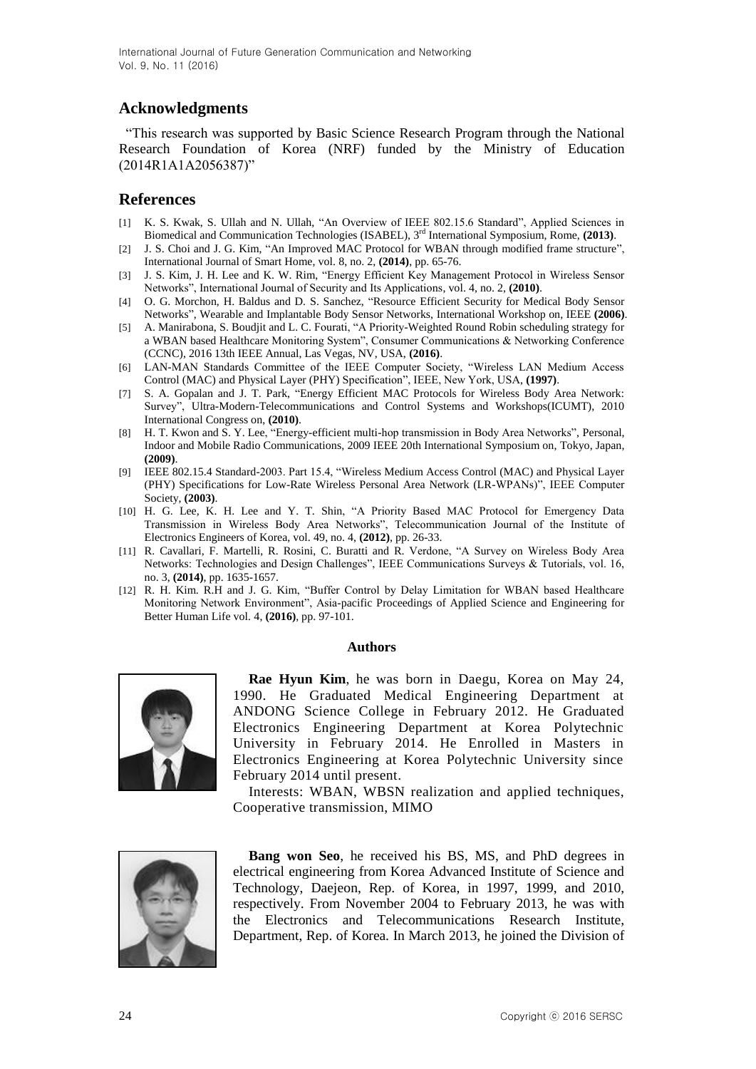## Acknowledgments

"This research was supported by Basic Science Research Program through the National Research Foundation of Korea (NRF) funded by the Ministry of Education (2014R1A1A2056387)"

## References

[1] K. S. Kwak, S. Ullah and N. Ullah, "An Overview of IEEE 802.15.6 Standard", Applied Sciences in Biomedical and Communication Technologies (ISABEL), 3rd International Symposium, Rome, **(2013)**.

[2] J. S. Choi and J. G. Kim, "An Improved MAC Protocol for WBAN through modified frame structure", International Journal of Smart Home, vol. 8, no. 2, **(2014)**, pp. 65-76.

[3] J. S. Kim, J. H. Lee and K. W. Rim, "Energy Efficient Key Management Protocol in Wireless Sensor Networks", International Journal of Security and Its Applications, vol. 4, no. 2, **(2010)**.

[4] O. G. Morchon, H. Baldus and D. S. Sanchez, "Resource Efficient Security for Medical Body Sensor Networks", Wearable and Implantable Body Sensor Networks, International Workshop on, IEEE **(2006)**.

[5] A. Manirabona, S. Boudjit and L. C. Fourati, "A Priority-Weighted Round Robin scheduling strategy for a WBAN based Healthcare Monitoring System", Consumer Communications & Networking Conference (CCNC), 2016 13th IEEE Annual, Las Vegas, NV, USA, **(2016)**.

[6] LAN-MAN Standards Committee of the IEEE Computer Society, "Wireless LAN Medium Access Control (MAC) and Physical Layer (PHY) Specification", IEEE, New York, USA, **(1997)**.

[7] S. A. Gopalan and J. T. Park, "Energy Efficient MAC Protocols for Wireless Body Area Network: Survey", Ultra-Modern-Telecommunications and Control Systems and Workshops(ICUMT), 2010 International Congress on, **(2010)**.

[8] H. T. Kwon and S. Y. Lee, "Energy-efficient multi-hop transmission in Body Area Networks", Personal, Indoor and Mobile Radio Communications, 2009 IEEE 20th International Symposium on, Tokyo, Japan, **(2009)**.

[9] IEEE 802.15.4 Standard-2003. Part 15.4, "Wireless Medium Access Control (MAC) and Physical Layer (PHY) Specifications for Low-Rate Wireless Personal Area Network (LR-WPANs)", IEEE Computer Society, **(2003)**.

[10] H. G. Lee, K. H. Lee and Y. T. Shin, "A Priority Based MAC Protocol for Emergency Data Transmission in Wireless Body Area Networks", Telecommunication Journal of the Institute of Electronics Engineers of Korea, vol. 49, no. 4, **(2012)**, pp. 26-33.

[11] R. Cavallari, F. Martelli, R. Rosini, C. Buratti and R. Verdone, "A Survey on Wireless Body Area Networks: Technologies and Design Challenges", IEEE Communications Surveys & Tutorials, vol. 16, no. 3, **(2014)**, pp. 1635-1657.

[12] R. H. Kim. R.H and J. G. Kim, "Buffer Control by Delay Limitation for WBAN based Healthcare Monitoring Network Environment", Asia-pacific Proceedings of Applied Science and Engineering for Better Human Life vol. 4, **(2016)**, pp. 97-101.

### Authors

**Rae Hyun Kim**, he was born in Daegu, Korea on May 24, 1990. He Graduated Medical Engineering Department at ANDONG Science College in February 2012. He Graduated Electronics Engineering Department at Korea Polytechnic University in February 2014. He Enrolled in Masters in Electronics Engineering at Korea Polytechnic University since February 2014 until present.

Interests: WBAN, WBSN realization and applied techniques, Cooperative transmission, MIMO

**Bang won Seo**, he received his BS, MS, and PhD degrees in electrical engineering from Korea Advanced Institute of Science and Technology, Daejeon, Rep. of Korea, in 1997, 1999, and 2010, respectively. From November 2004 to February 2013, he was with the Electronics and Telecommunications Research Institute, Department, Rep. of Korea. In March 2013, he joined the Division of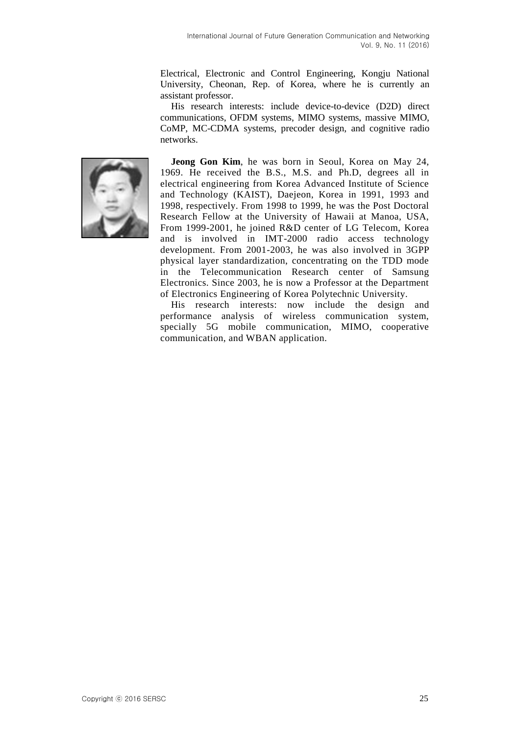Electrical, Electronic and Control Engineering, Kongju National University, Cheonan, Rep. of Korea, where he is currently an assistant professor.

His research interests: include device-to-device (D2D) direct communications, OFDM systems, MIMO systems, massive MIMO, CoMP, MC-CDMA systems, precoder design, and cognitive radio networks.

**Jeong Gon Kim**, he was born in Seoul, Korea on May 24, 1969. He received the B.S., M.S. and Ph.D, degrees all in electrical engineering from Korea Advanced Institute of Science and Technology (KAIST), Daejeon, Korea in 1991, 1993 and 1998, respectively. From 1998 to 1999, he was the Post Doctoral Research Fellow at the University of Hawaii at Manoa, USA, From 1999-2001, he joined R&D center of LG Telecom, Korea and is involved in IMT-2000 radio access technology development. From 2001-2003, he was also involved in 3GPP physical layer standardization, concentrating on the TDD mode in the Telecommunication Research center of Samsung Electronics. Since 2003, he is now a Professor at the Department of Electronics Engineering of Korea Polytechnic University.

His research interests: now include the design and performance analysis of wireless communication system, specially 5G mobile communication, MIMO, cooperative communication, and WBAN application.